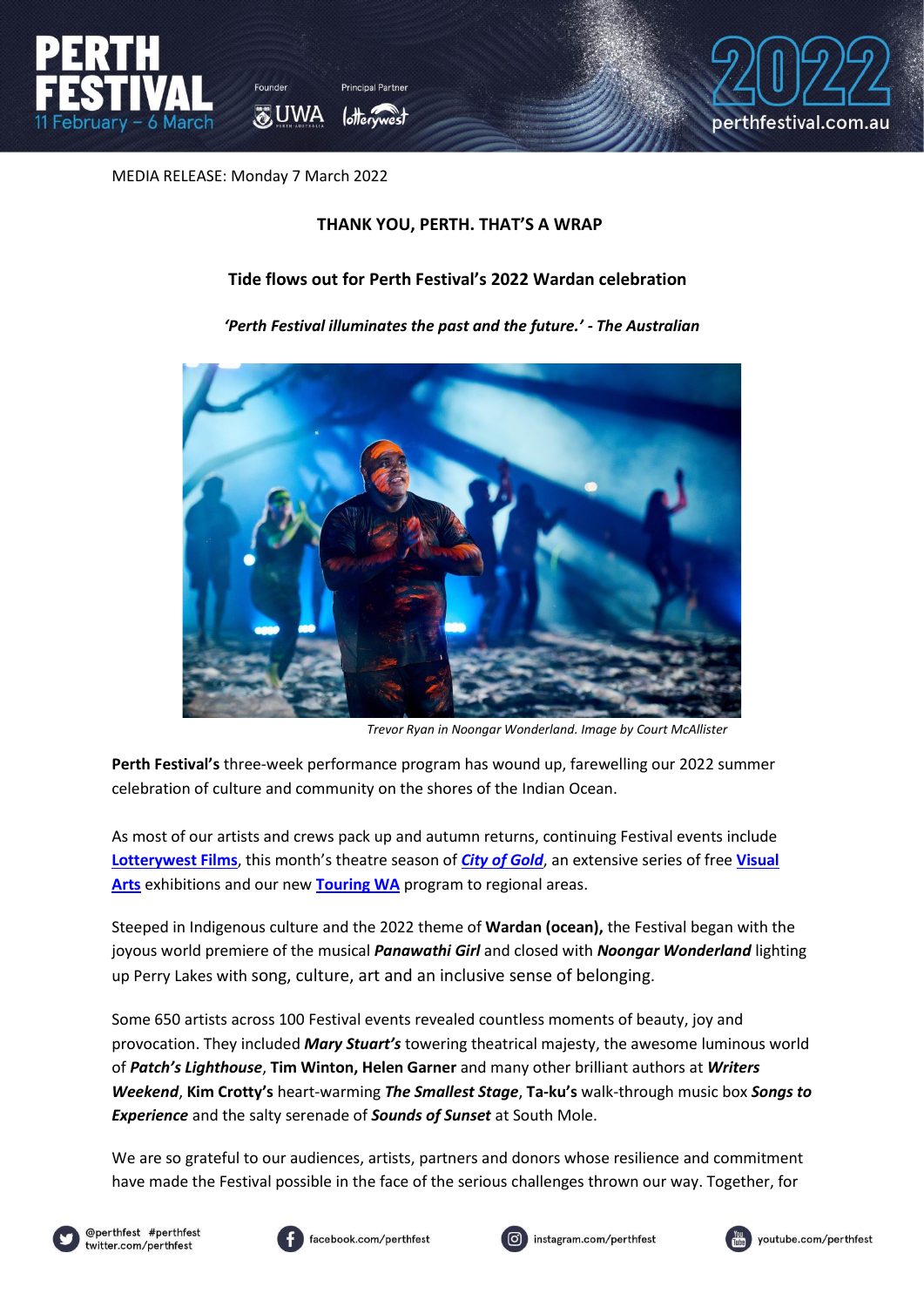MEDIA RELEASE: Monday 7 March 2022

# THANK YOU, PERTH. THAT'S A WRAP

## Tide flows out for Perth Festival's 2022 Wardan celebration

***'Perth Festival illuminates the past and the future.' - The Australian***

*Trevor Ryan in Noongar Wonderland. Image by Court McAllister*

**Perth Festival's** three-week performance program has wound up, farewelling our 2022 summer celebration of culture and community on the shores of the Indian Ocean.

As most of our artists and crews pack up and autumn returns, continuing Festival events include **Lotterywest Films**, this month's theatre season of ***City of Gold***, an extensive series of free **Visual Arts** exhibitions and our new **Touring WA** program to regional areas.

Steeped in Indigenous culture and the 2022 theme of **Wardan (ocean),** the Festival began with the joyous world premiere of the musical ***Panawathi Girl*** and closed with ***Noongar Wonderland*** lighting up Perry Lakes with song, culture, art and an inclusive sense of belonging.

Some 650 artists across 100 Festival events revealed countless moments of beauty, joy and provocation. They included ***Mary Stuart's*** towering theatrical majesty, the awesome luminous world of ***Patch's Lighthouse***, **Tim Winton, Helen Garner** and many other brilliant authors at ***Writers Weekend***, **Kim Crotty's** heart-warming ***The Smallest Stage***, **Ta-ku's** walk-through music box ***Songs to Experience*** and the salty serenade of ***Sounds of Sunset*** at South Mole.

We are so grateful to our audiences, artists, partners and donors whose resilience and commitment have made the Festival possible in the face of the serious challenges thrown our way. Together, for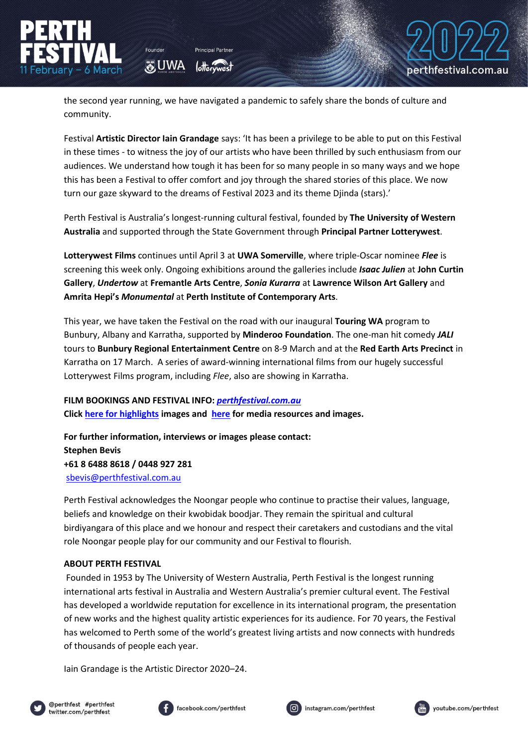the second year running, we have navigated a pandemic to safely share the bonds of culture and community.

Festival **Artistic Director Iain Grandage** says: 'It has been a privilege to be able to put on this Festival in these times - to witness the joy of our artists who have been thrilled by such enthusiasm from our audiences. We understand how tough it has been for so many people in so many ways and we hope this has been a Festival to offer comfort and joy through the shared stories of this place. We now turn our gaze skyward to the dreams of Festival 2023 and its theme Djinda (stars).'

Perth Festival is Australia's longest-running cultural festival, founded by **The University of Western Australia** and supported through the State Government through **Principal Partner Lotterywest**.

**Lotterywest Films** continues until April 3 at **UWA Somerville**, where triple-Oscar nominee ***Flee*** is screening this week only. Ongoing exhibitions around the galleries include ***Isaac Julien*** at **John Curtin Gallery**, ***Undertow*** at **Fremantle Arts Centre**, ***Sonia Kurarra*** at **Lawrence Wilson Art Gallery** and **Amrita Hepi's *Monumental*** at **Perth Institute of Contemporary Arts**.

This year, we have taken the Festival on the road with our inaugural **Touring WA** program to Bunbury, Albany and Karratha, supported by **Minderoo Foundation**. The one-man hit comedy ***JALI*** tours to **Bunbury Regional Entertainment Centre** on 8-9 March and at the **Red Earth Arts Precinct** in Karratha on 17 March. A series of award-winning international films from our hugely successful Lotterywest Films program, including *Flee*, also are showing in Karratha.

**FILM BOOKINGS AND FESTIVAL INFO: *perthfestival.com.au***
**Click here for highlights images and here for media resources and images.**

**For further information, interviews or images please contact:**
**Stephen Bevis**
**+61 8 6488 8618 / 0448 927 281**
sbevis@perthfestival.com.au

Perth Festival acknowledges the Noongar people who continue to practise their values, language, beliefs and knowledge on their kwobidak boodjar. They remain the spiritual and cultural birdiyangara of this place and we honour and respect their caretakers and custodians and the vital role Noongar people play for our community and our Festival to flourish.

**ABOUT PERTH FESTIVAL**

Founded in 1953 by The University of Western Australia, Perth Festival is the longest running international arts festival in Australia and Western Australia's premier cultural event. The Festival has developed a worldwide reputation for excellence in its international program, the presentation of new works and the highest quality artistic experiences for its audience. For 70 years, the Festival has welcomed to Perth some of the world's greatest living artists and now connects with hundreds of thousands of people each year.

Iain Grandage is the Artistic Director 2020–24.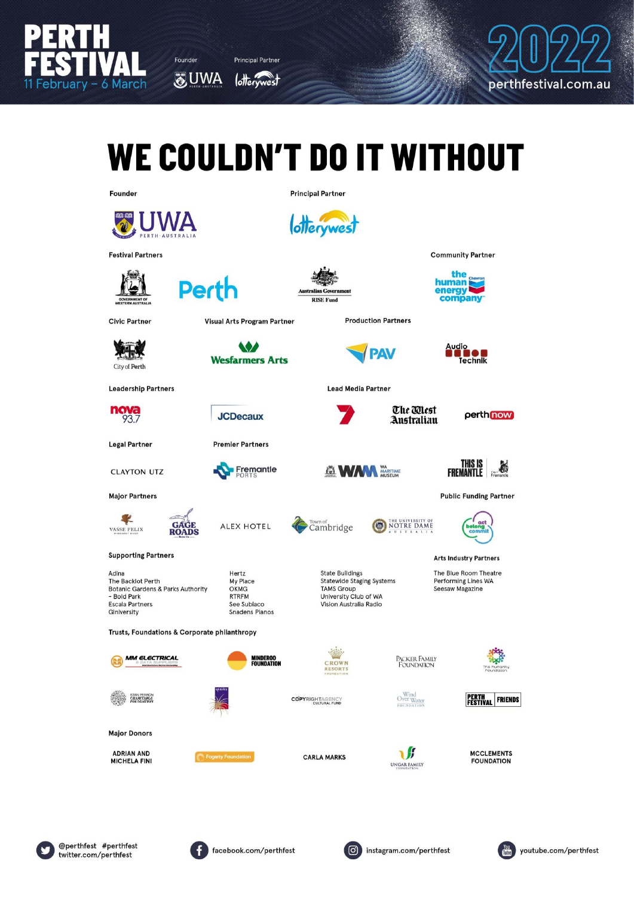# WE COULDN'T DO IT WITHOUT

**Founder**

UWA PERTH AUSTRALIA

**Principal Partner**

lotterywest

**Festival Partners**

Government of Western Australia

Perth

Australian Government RISE Fund

**Community Partner**

the human energy company Chevron

**Civic Partner**

City of Perth

**Visual Arts Program Partner**

Wesfarmers Arts

**Production Partners**

PAV

Audio Technik

**Leadership Partners**

nova 93.7

JCDecaux

**Lead Media Partner**

7

The West Australian

perthnow

**Legal Partner**

CLAYTON UTZ

**Premier Partners**

Fremantle Ports

WAM WA Maritime Museum

THIS IS FREMANTLE City of Fremantle

**Major Partners**

Vasse Felix

Gage Roads

ALEX HOTEL

Town of Cambridge

The University of Notre Dame Australia

**Public Funding Partner**

act belong commit

**Supporting Partners**

Adina
The Backlot Perth
Botanic Gardens & Parks Authority – Bold Park
Escala Partners
Ginivesity
Hertz
My Place
OKMG
RTRFM
See Subiaco
Snadens Pianos
State Buildings
Statewide Staging Systems
TAMS Group
University Club of WA
Vision Australia Radio

**Arts Industry Partners**

The Blue Room Theatre
Performing Lines WA
Seesaw Magazine

**Trusts, Foundations & Corporate philanthropy**

MM Electrical & Data Supplies

Minderoo Foundation

Crown Resorts Foundation

Packer Family Foundation

The Humanity Foundation

Stan Perron Charitable Foundation

Copyright Agency Cultural Fund

Wind Over Water Foundation

Perth Festival Friends

**Major Donors**

ADRIAN AND MICHELA FINI

Fogarty Foundation

CARLA MARKS

Ungar Family Foundation

MCCLEMENTS FOUNDATION

@perthfest #perthfest twitter.com/perthfest

facebook.com/perthfest

instagram.com/perthfest

youtube.com/perthfest